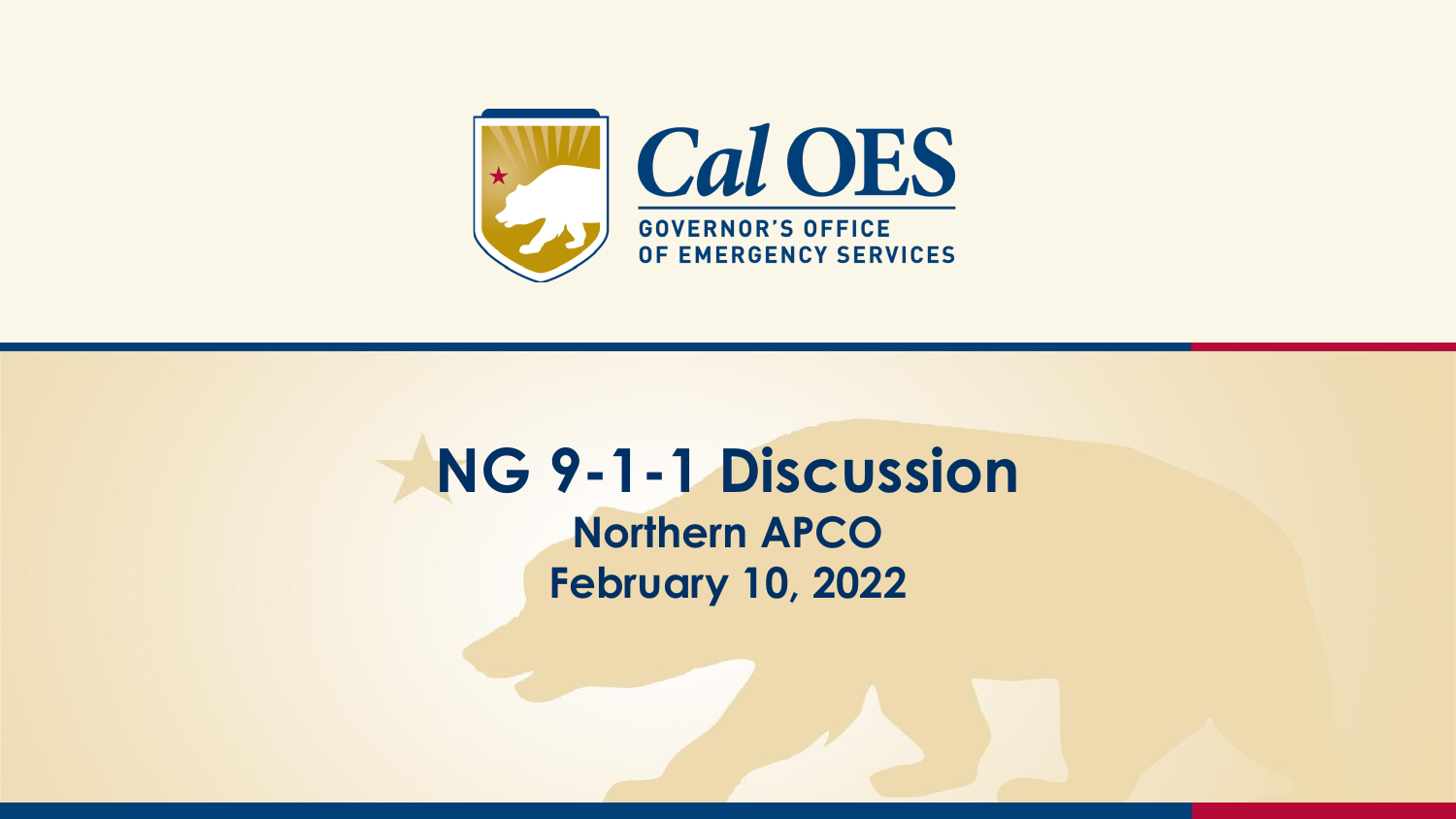Cal OES

GOVERNOR'S OFFICE OF EMERGENCY SERVICES

# NG 9-1-1 Discussion

## Northern APCO

## February 10, 2022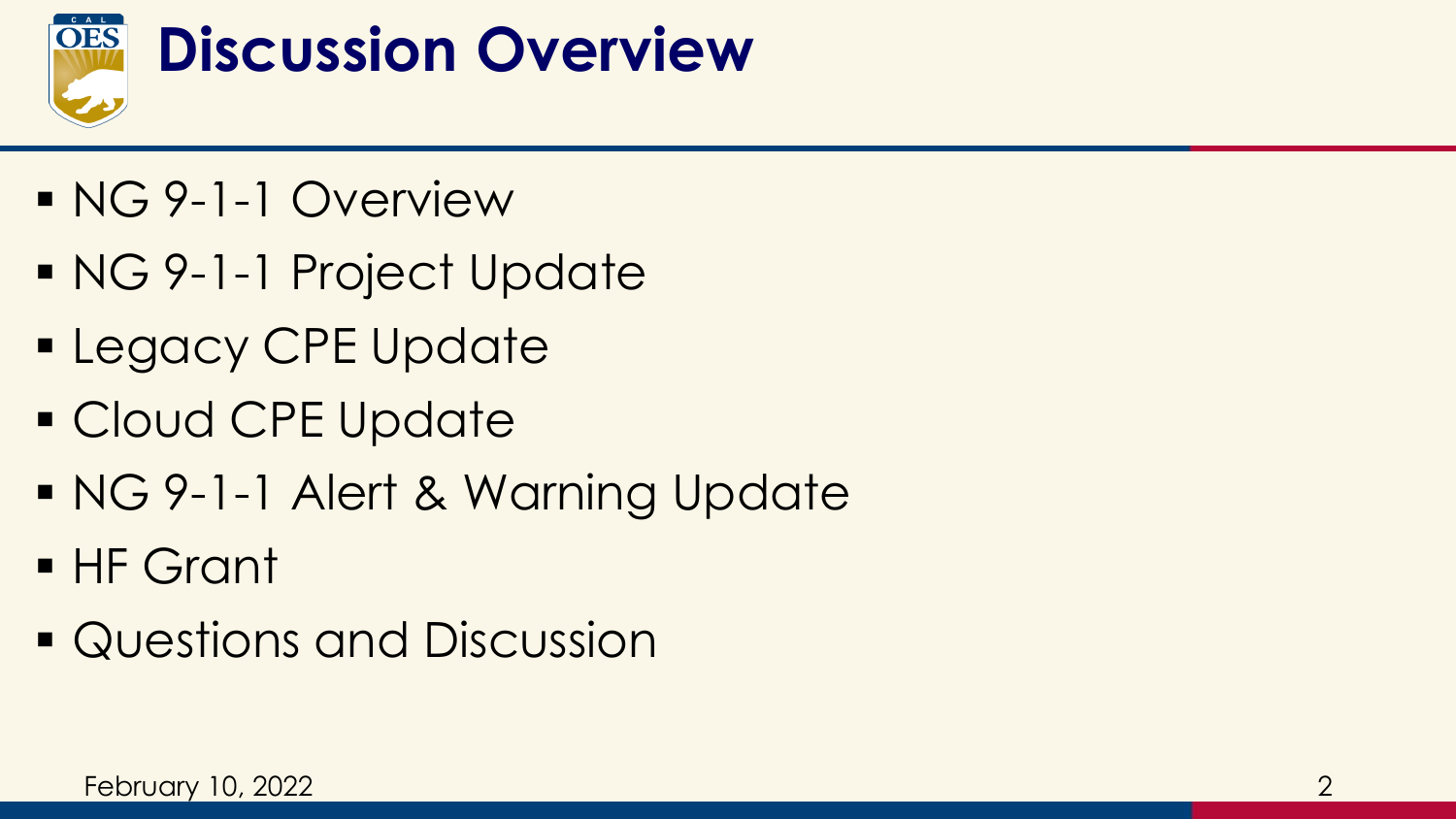# Discussion Overview

- NG 9-1-1 Overview
- NG 9-1-1 Project Update
- Legacy CPE Update
- Cloud CPE Update
- NG 9-1-1 Alert & Warning Update
- HF Grant
- Questions and Discussion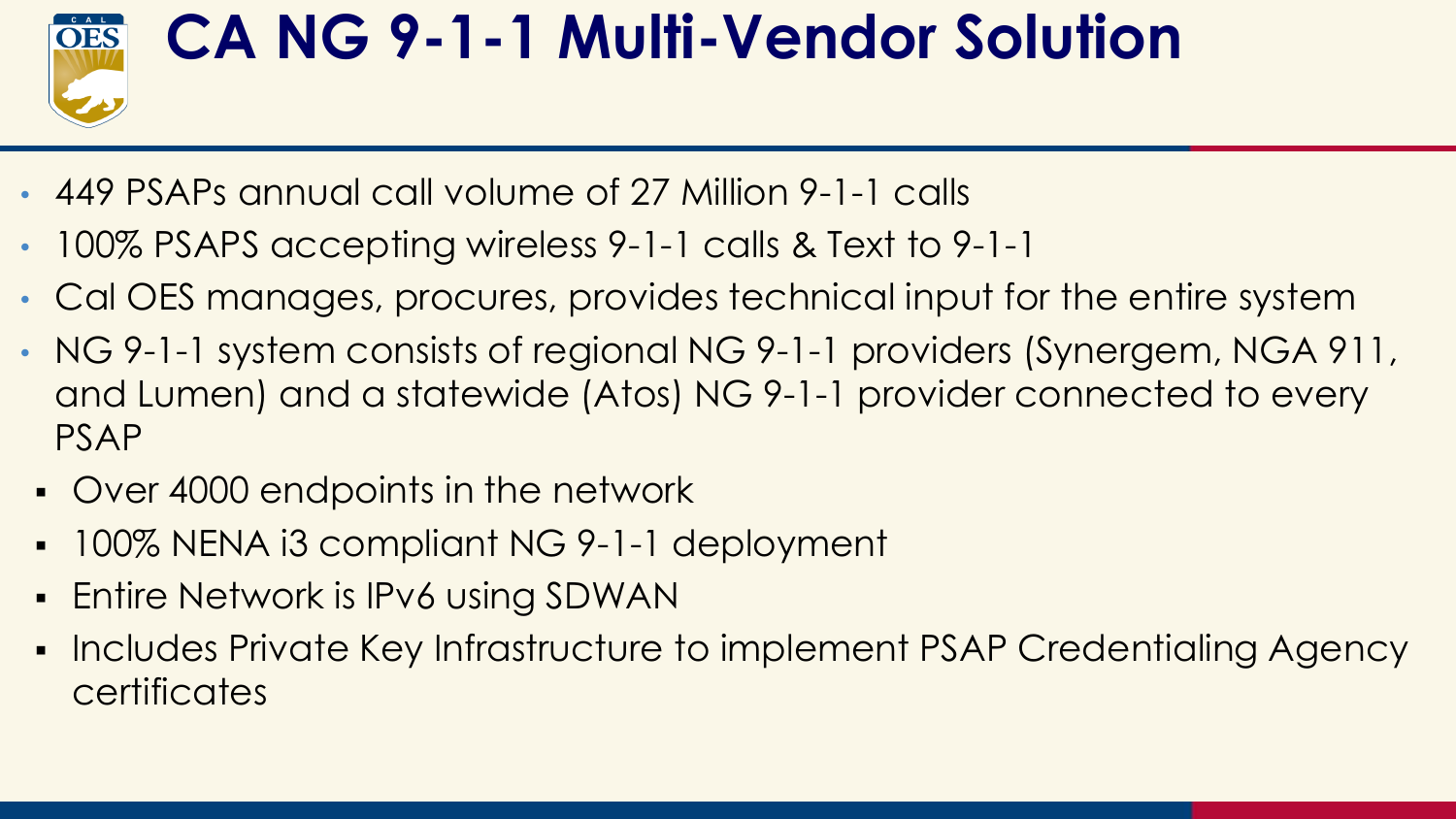# CA NG 9-1-1 Multi-Vendor Solution

- 449 PSAPs annual call volume of 27 Million 9-1-1 calls
- 100% PSAPS accepting wireless 9-1-1 calls & Text to 9-1-1
- Cal OES manages, procures, provides technical input for the entire system
- NG 9-1-1 system consists of regional NG 9-1-1 providers (Synergem, NGA 911, and Lumen) and a statewide (Atos) NG 9-1-1 provider connected to every PSAP
  - Over 4000 endpoints in the network
  - 100% NENA i3 compliant NG 9-1-1 deployment
  - Entire Network is IPv6 using SDWAN
  - Includes Private Key Infrastructure to implement PSAP Credentialing Agency certificates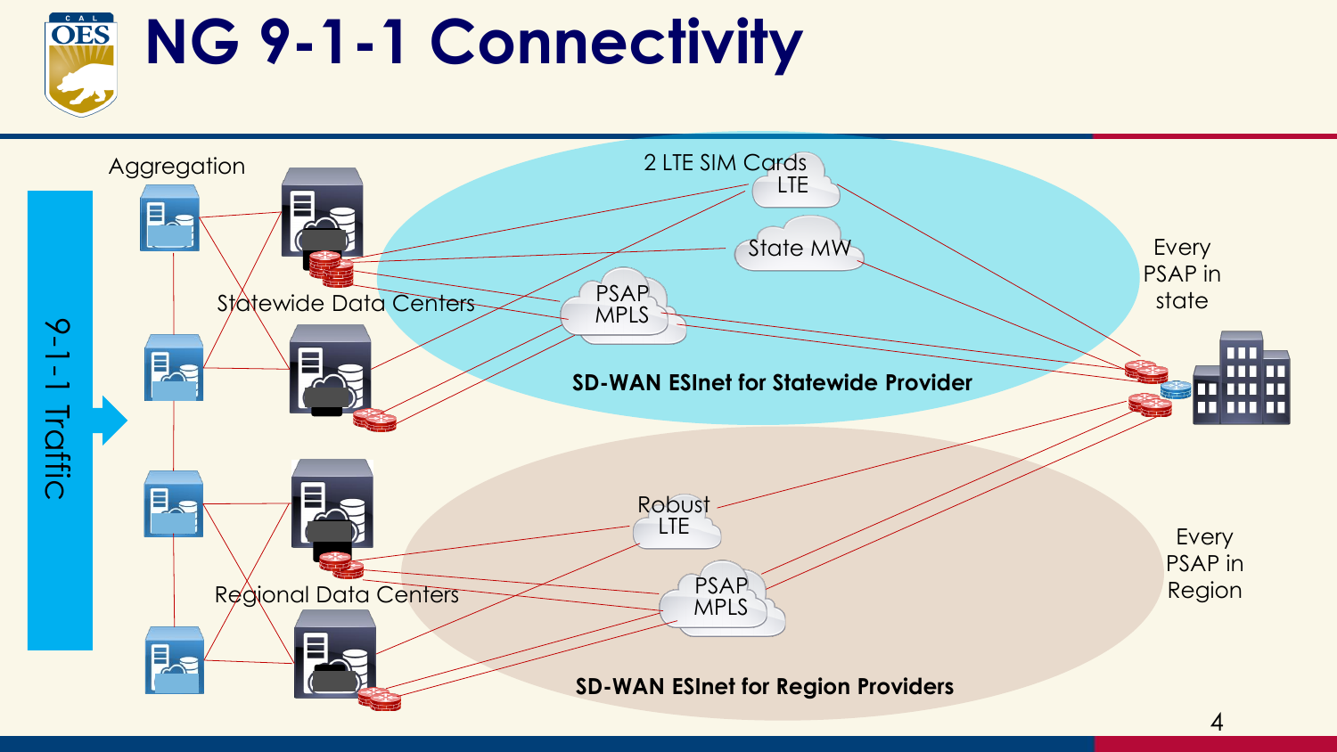# NG 9-1-1 Connectivity

9-1-1 Traffic

Aggregation

Statewide Data Centers

Regional Data Centers

2 LTE SIM Cards

LTE

State MW

PSAP MPLS

**SD-WAN ESInet for Statewide Provider**

Every PSAP in state

Robust LTE

PSAP MPLS

**SD-WAN ESInet for Region Providers**

Every PSAP in Region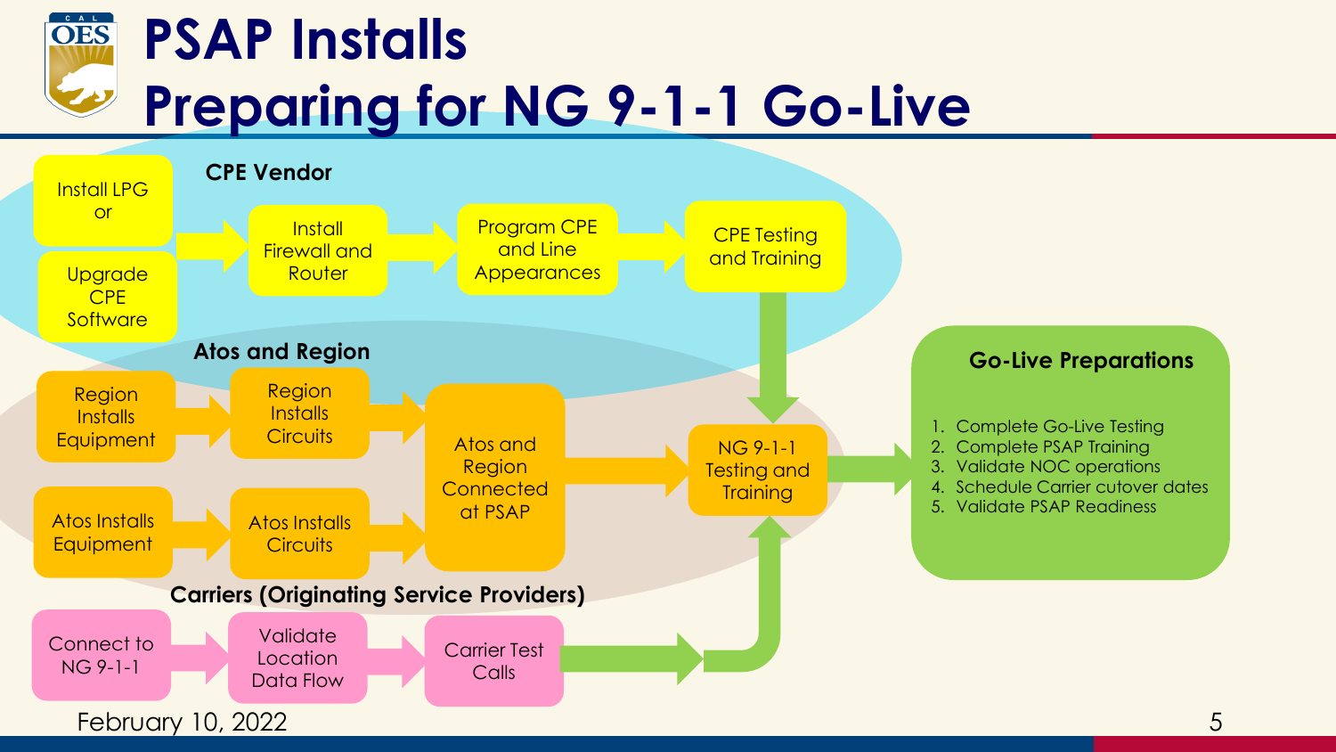# PSAP Installs
# Preparing for NG 9-1-1 Go-Live

### CPE Vendor

- Install LPG or Upgrade CPE Software → Install Firewall and Router → Program CPE and Line Appearances → CPE Testing and Training

### Atos and Region

- Region Installs Equipment → Region Installs Circuits → Atos and Region Connected at PSAP
- Atos Installs Equipment → Atos Installs Circuits → Atos and Region Connected at PSAP
- Atos and Region Connected at PSAP → NG 9-1-1 Testing and Training

### Carriers (Originating Service Providers)

- Connect to NG 9-1-1 → Validate Location Data Flow → Carrier Test Calls → NG 9-1-1 Testing and Training

CPE Testing and Training → NG 9-1-1 Testing and Training → Go-Live Preparations

### Go-Live Preparations

1. Complete Go-Live Testing
2. Complete PSAP Training
3. Validate NOC operations
4. Schedule Carrier cutover dates
5. Validate PSAP Readiness

February 10, 2022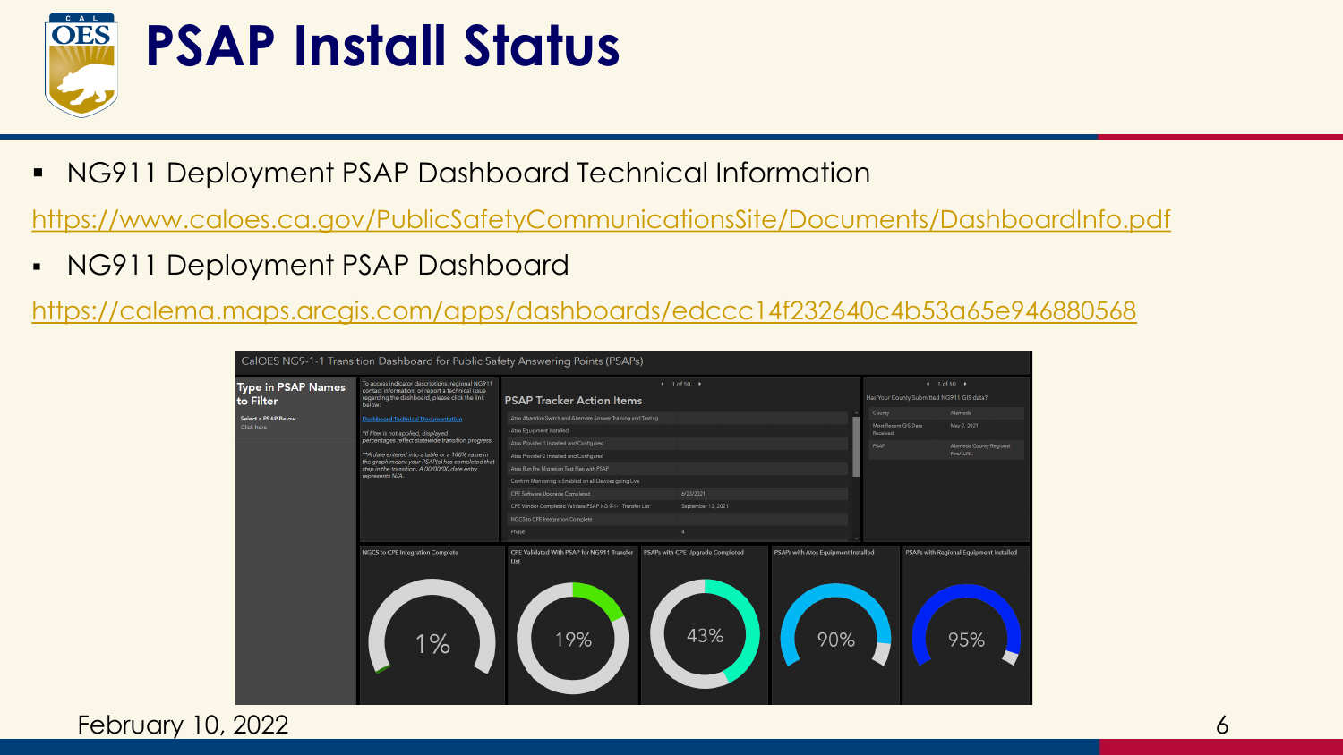# PSAP Install Status

- NG911 Deployment PSAP Dashboard Technical Information

https://www.caloes.ca.gov/PublicSafetyCommunicationsSite/Documents/DashboardInfo.pdf

- NG911 Deployment PSAP Dashboard

https://calema.maps.arcgis.com/apps/dashboards/edccc14f232640c4b53a65e946880568

February 10, 2022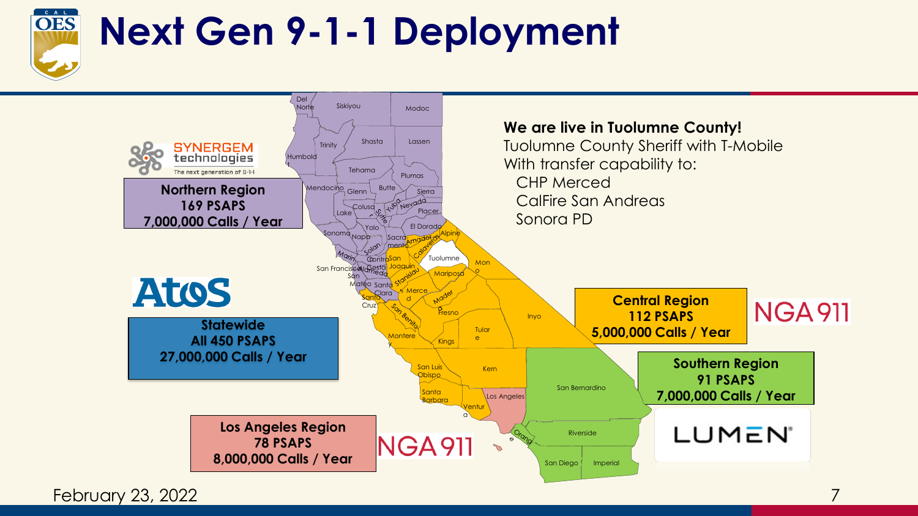# Next Gen 9-1-1 Deployment

**We are live in Tuolumne County!**

Tuolumne County Sheriff with T-Mobile
With transfer capability to:

- CHP Merced
- CalFire San Andreas
- Sonora PD

SYNERGEM technologies — The next generation of 9-1-1

**Northern Region**
**169 PSAPS**
**7,000,000 Calls / Year**

Atos

**Statewide**
**All 450 PSAPS**
**27,000,000 Calls / Year**

NGA911

**Central Region**
**112 PSAPS**
**5,000,000 Calls / Year**

LUMEN

**Southern Region**
**91 PSAPS**
**7,000,000 Calls / Year**

NGA911

**Los Angeles Region**
**78 PSAPS**
**8,000,000 Calls / Year**

February 23, 2022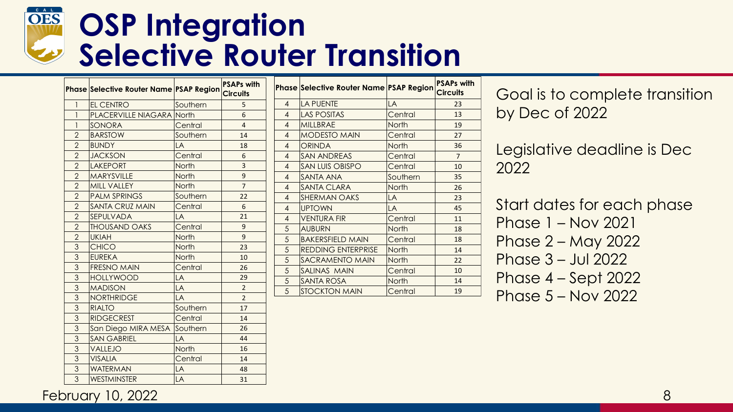# OSP Integration Selective Router Transition

| Phase | Selective Router Name | PSAP Region | PSAPs with Circuits |
|---|---|---|---|
| 1 | EL CENTRO | Southern | 5 |
| 1 | PLACERVILLE NIAGARA | North | 6 |
| 1 | SONORA | Central | 4 |
| 2 | BARSTOW | Southern | 14 |
| 2 | BUNDY | LA | 18 |
| 2 | JACKSON | Central | 6 |
| 2 | LAKEPORT | North | 3 |
| 2 | MARYSVILLE | North | 9 |
| 2 | MILL VALLEY | North | 7 |
| 2 | PALM SPRINGS | Southern | 22 |
| 2 | SANTA CRUZ MAIN | Central | 6 |
| 2 | SEPULVADA | LA | 21 |
| 2 | THOUSAND OAKS | Central | 9 |
| 2 | UKIAH | North | 9 |
| 3 | CHICO | North | 23 |
| 3 | EUREKA | North | 10 |
| 3 | FRESNO MAIN | Central | 26 |
| 3 | HOLLYWOOD | LA | 29 |
| 3 | MADISON | LA | 2 |
| 3 | NORTHRIDGE | LA | 2 |
| 3 | RIALTO | Southern | 17 |
| 3 | RIDGECREST | Central | 14 |
| 3 | San Diego MIRA MESA | Southern | 26 |
| 3 | SAN GABRIEL | LA | 44 |
| 3 | VALLEJO | North | 16 |
| 3 | VISALIA | Central | 14 |
| 3 | WATERMAN | LA | 48 |
| 3 | WESTMINSTER | LA | 31 |
| 4 | LA PUENTE | LA | 23 |
| 4 | LAS POSITAS | Central | 13 |
| 4 | MILLBRAE | North | 19 |
| 4 | MODESTO MAIN | Central | 27 |
| 4 | ORINDA | North | 36 |
| 4 | SAN ANDREAS | Central | 7 |
| 4 | SAN LUIS OBISPO | Central | 10 |
| 4 | SANTA ANA | Southern | 35 |
| 4 | SANTA CLARA | North | 26 |
| 4 | SHERMAN OAKS | LA | 23 |
| 4 | UPTOWN | LA | 45 |
| 4 | VENTURA FIR | Central | 11 |
| 5 | AUBURN | North | 18 |
| 5 | BAKERSFIELD MAIN | Central | 18 |
| 5 | REDDING ENTERPRISE | North | 14 |
| 5 | SACRAMENTO MAIN | North | 22 |
| 5 | SALINAS MAIN | Central | 10 |
| 5 | SANTA ROSA | North | 14 |
| 5 | STOCKTON MAIN | Central | 19 |

Goal is to complete transition by Dec of 2022

Legislative deadline is Dec 2022

Start dates for each phase
Phase 1 – Nov 2021
Phase 2 – May 2022
Phase 3 – Jul 2022
Phase 4 – Sept 2022
Phase 5 – Nov 2022

February 10, 2022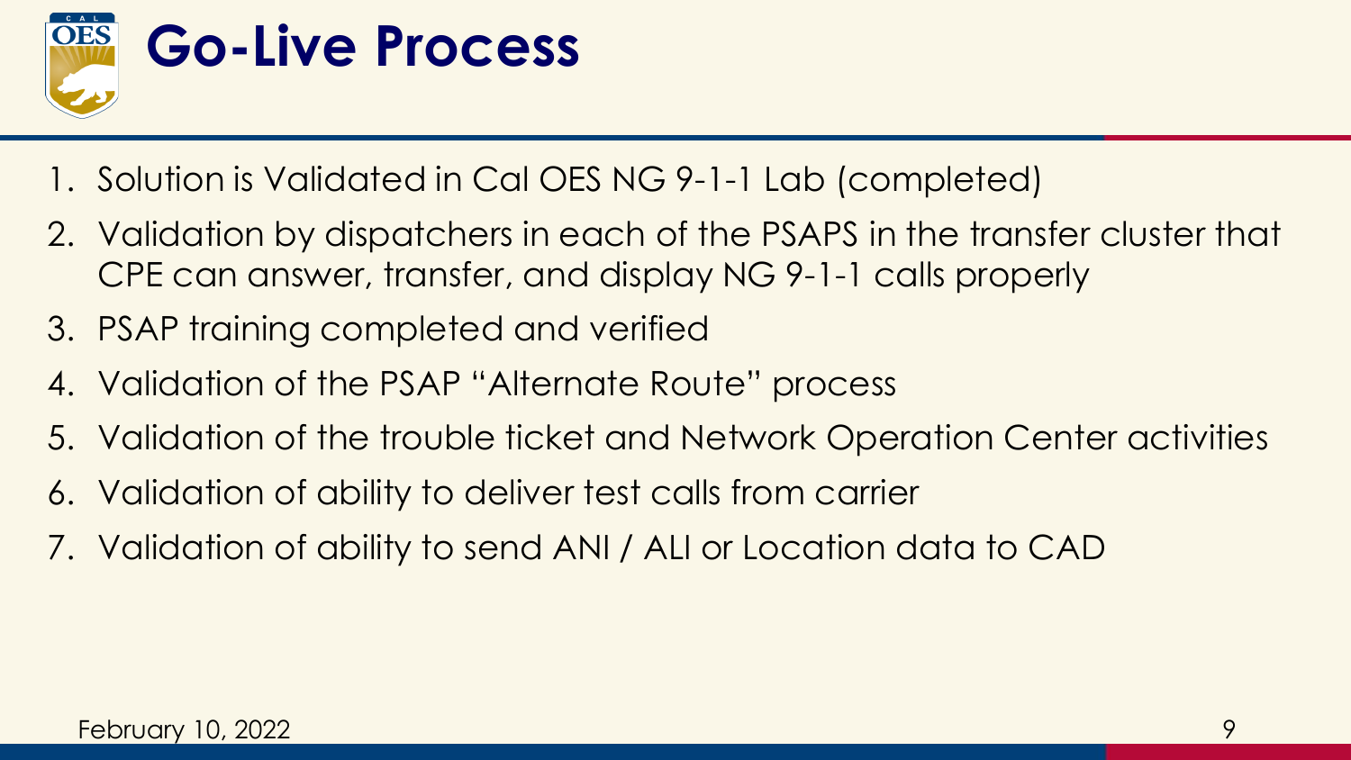# Go-Live Process

1. Solution is Validated in Cal OES NG 9-1-1 Lab (completed)
2. Validation by dispatchers in each of the PSAPS in the transfer cluster that CPE can answer, transfer, and display NG 9-1-1 calls properly
3. PSAP training completed and verified
4. Validation of the PSAP "Alternate Route" process
5. Validation of the trouble ticket and Network Operation Center activities
6. Validation of ability to deliver test calls from carrier
7. Validation of ability to send ANI / ALI or Location data to CAD

February 10, 2022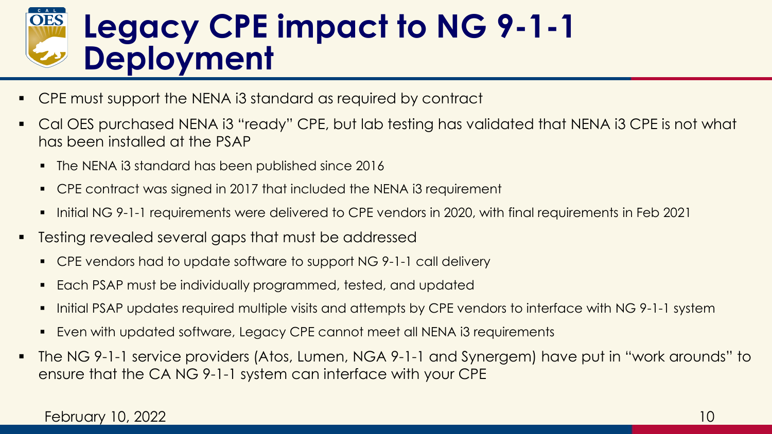# Legacy CPE impact to NG 9-1-1 Deployment

- CPE must support the NENA i3 standard as required by contract
- Cal OES purchased NENA i3 "ready" CPE, but lab testing has validated that NENA i3 CPE is not what has been installed at the PSAP
  - The NENA i3 standard has been published since 2016
  - CPE contract was signed in 2017 that included the NENA i3 requirement
  - Initial NG 9-1-1 requirements were delivered to CPE vendors in 2020, with final requirements in Feb 2021
- Testing revealed several gaps that must be addressed
  - CPE vendors had to update software to support NG 9-1-1 call delivery
  - Each PSAP must be individually programmed, tested, and updated
  - Initial PSAP updates required multiple visits and attempts by CPE vendors to interface with NG 9-1-1 system
  - Even with updated software, Legacy CPE cannot meet all NENA i3 requirements
- The NG 9-1-1 service providers (Atos, Lumen, NGA 9-1-1 and Synergem) have put in "work arounds" to ensure that the CA NG 9-1-1 system can interface with your CPE

February 10, 2022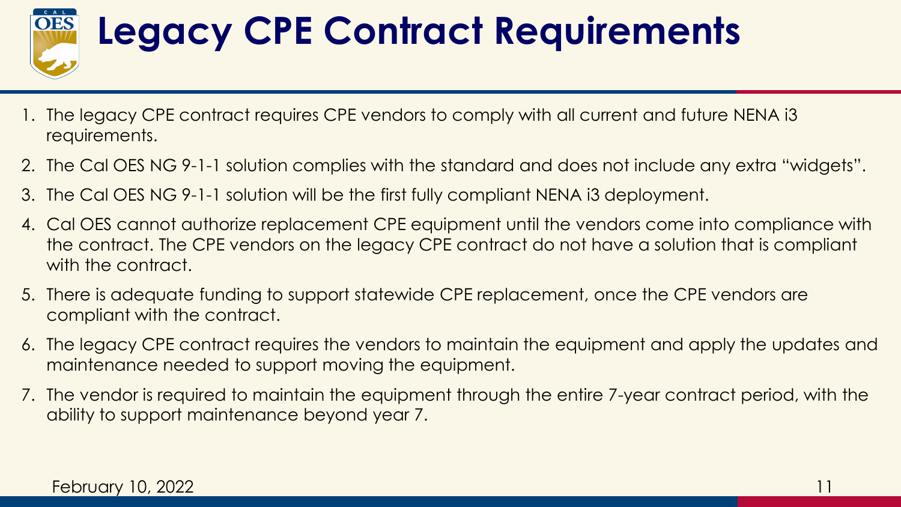# Legacy CPE Contract Requirements

1. The legacy CPE contract requires CPE vendors to comply with all current and future NENA i3 requirements.
2. The Cal OES NG 9-1-1 solution complies with the standard and does not include any extra "widgets".
3. The Cal OES NG 9-1-1 solution will be the first fully compliant NENA i3 deployment.
4. Cal OES cannot authorize replacement CPE equipment until the vendors come into compliance with the contract. The CPE vendors on the legacy CPE contract do not have a solution that is compliant with the contract.
5. There is adequate funding to support statewide CPE replacement, once the CPE vendors are compliant with the contract.
6. The legacy CPE contract requires the vendors to maintain the equipment and apply the updates and maintenance needed to support moving the equipment.
7. The vendor is required to maintain the equipment through the entire 7-year contract period, with the ability to support maintenance beyond year 7.

February 10, 2022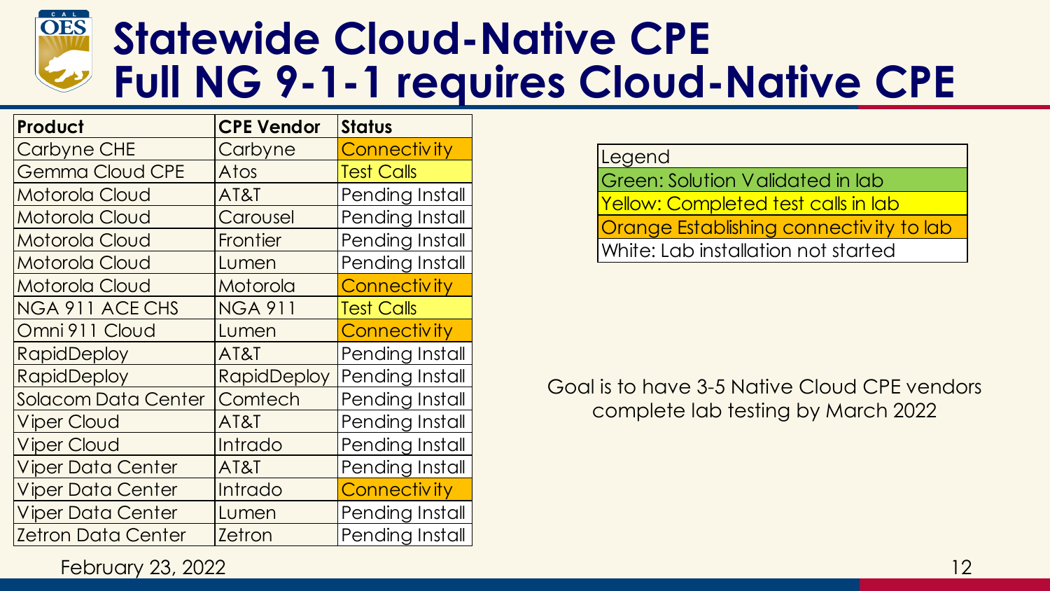# Statewide Cloud-Native CPE
# Full NG 9-1-1 requires Cloud-Native CPE

| Product | CPE Vendor | Status |
| --- | --- | --- |
| Carbyne CHE | Carbyne | Connectivity |
| Gemma Cloud CPE | Atos | Test Calls |
| Motorola Cloud | AT&T | Pending Install |
| Motorola Cloud | Carousel | Pending Install |
| Motorola Cloud | Frontier | Pending Install |
| Motorola Cloud | Lumen | Pending Install |
| Motorola Cloud | Motorola | Connectivity |
| NGA 911 ACE CHS | NGA 911 | Test Calls |
| Omni 911 Cloud | Lumen | Connectivity |
| RapidDeploy | AT&T | Pending Install |
| RapidDeploy | RapidDeploy | Pending Install |
| Solacom Data Center | Comtech | Pending Install |
| Viper Cloud | AT&T | Pending Install |
| Viper Cloud | Intrado | Pending Install |
| Viper Data Center | AT&T | Pending Install |
| Viper Data Center | Intrado | Connectivity |
| Viper Data Center | Lumen | Pending Install |
| Zetron Data Center | Zetron | Pending Install |

| Legend |
| --- |
| Green: Solution Validated in lab |
| Yellow: Completed test calls in lab |
| Orange Establishing connectivity to lab |
| White: Lab installation not started |

Goal is to have 3-5 Native Cloud CPE vendors complete lab testing by March 2022

February 23, 2022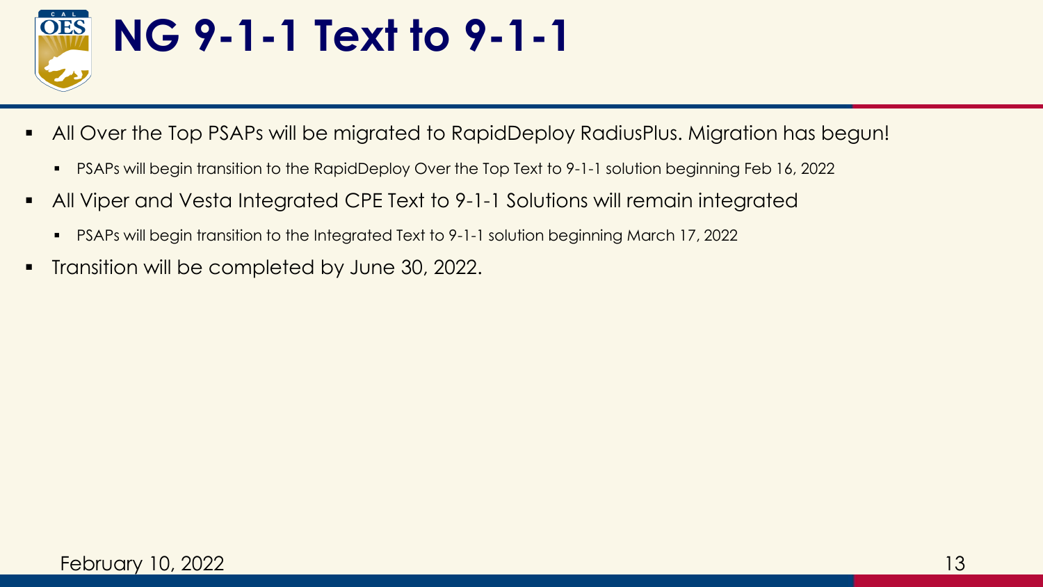# NG 9-1-1 Text to 9-1-1

- All Over the Top PSAPs will be migrated to RapidDeploy RadiusPlus. Migration has begun!
  - PSAPs will begin transition to the RapidDeploy Over the Top Text to 9-1-1 solution beginning Feb 16, 2022
- All Viper and Vesta Integrated CPE Text to 9-1-1 Solutions will remain integrated
  - PSAPs will begin transition to the Integrated Text to 9-1-1 solution beginning March 17, 2022
- Transition will be completed by June 30, 2022.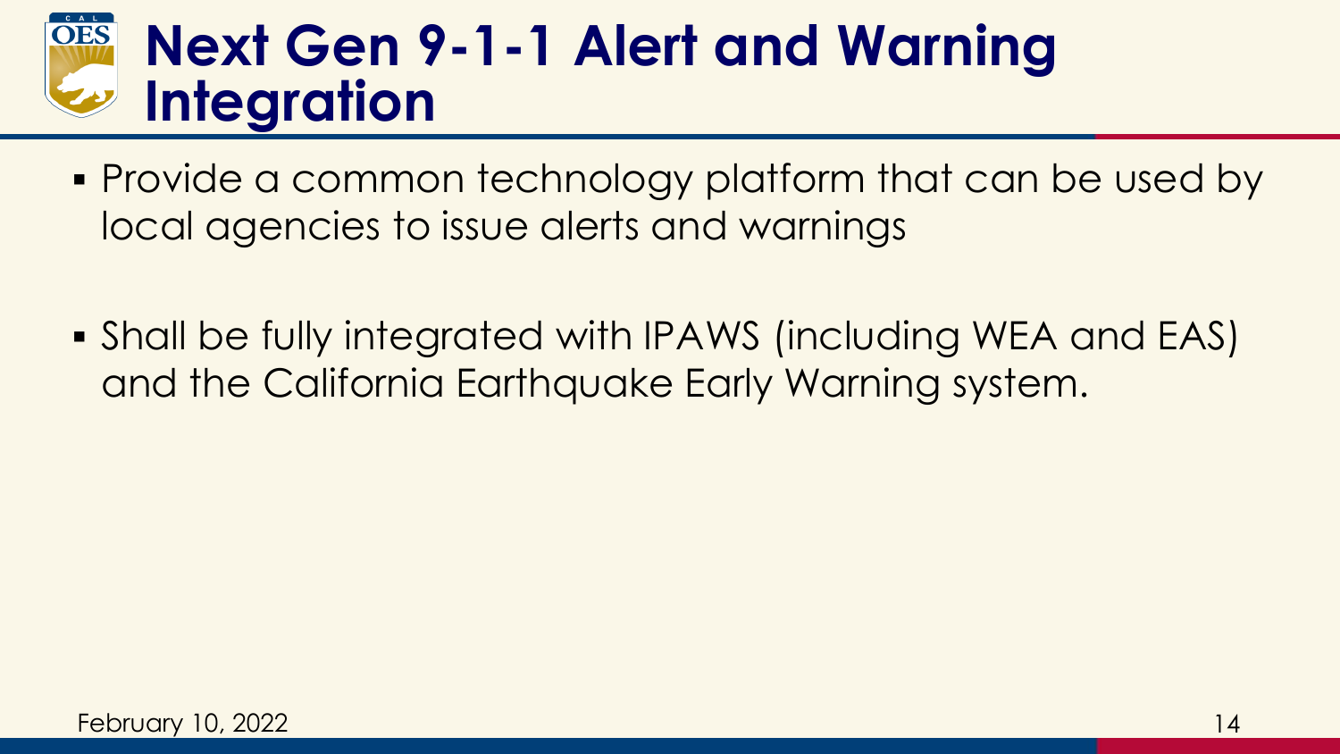# Next Gen 9-1-1 Alert and Warning Integration

- Provide a common technology platform that can be used by local agencies to issue alerts and warnings

- Shall be fully integrated with IPAWS (including WEA and EAS) and the California Earthquake Early Warning system.

February 10, 2022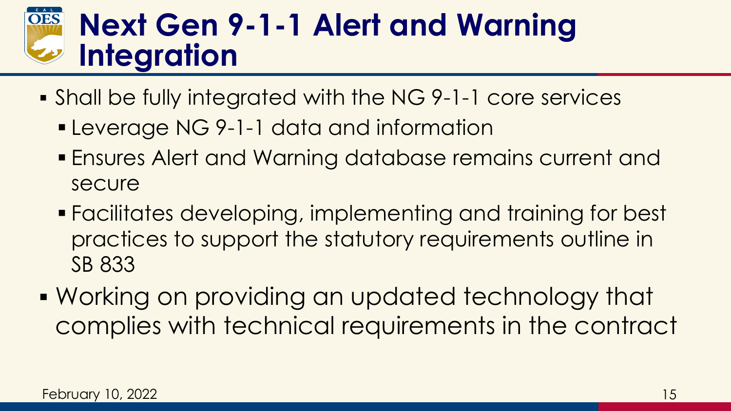# Next Gen 9-1-1 Alert and Warning Integration

- Shall be fully integrated with the NG 9-1-1 core services
  - Leverage NG 9-1-1 data and information
  - Ensures Alert and Warning database remains current and secure
  - Facilitates developing, implementing and training for best practices to support the statutory requirements outline in SB 833
- Working on providing an updated technology that complies with technical requirements in the contract

February 10, 2022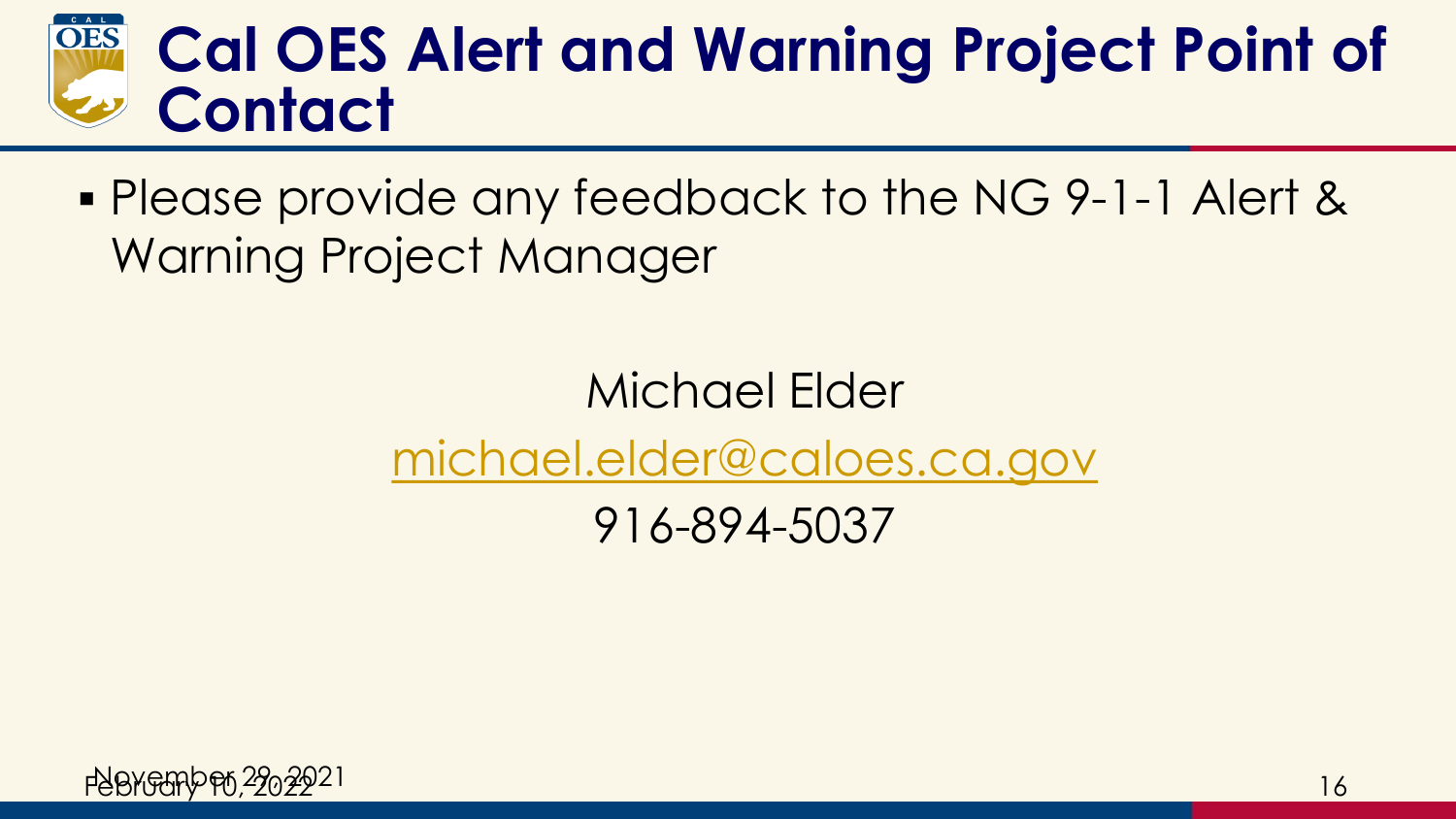# Cal OES Alert and Warning Project Point of Contact

- Please provide any feedback to the NG 9-1-1 Alert & Warning Project Manager

Michael Elder

michael.elder@caloes.ca.gov

916-894-5037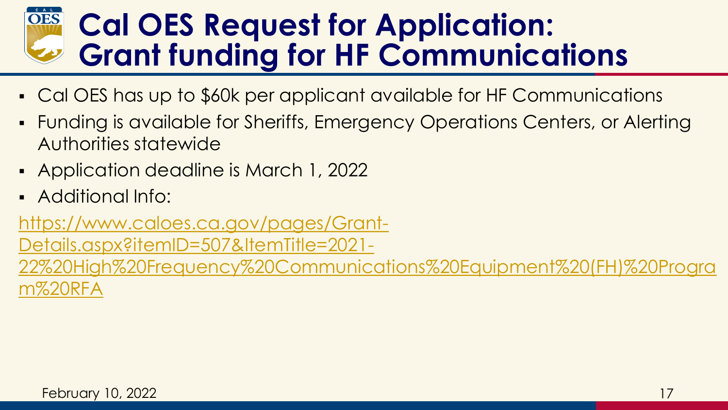# Cal OES Request for Application: Grant funding for HF Communications

- Cal OES has up to $60k per applicant available for HF Communications
- Funding is available for Sheriffs, Emergency Operations Centers, or Alerting Authorities statewide
- Application deadline is March 1, 2022
- Additional Info:

https://www.caloes.ca.gov/pages/Grant-Details.aspx?itemID=507&ItemTitle=2021-22%20High%20Frequency%20Communications%20Equipment%20(FH)%20Program%20RFA

February 10, 2022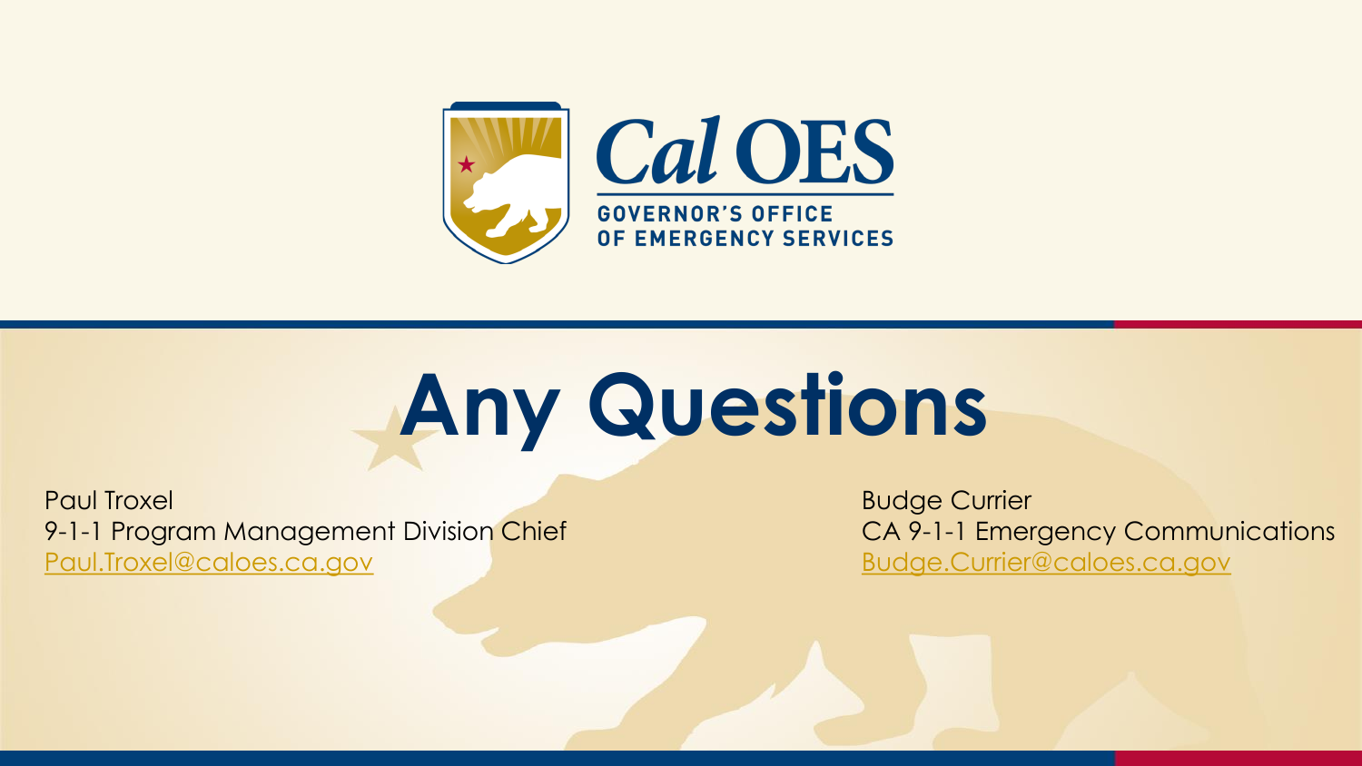Cal OES

GOVERNOR'S OFFICE OF EMERGENCY SERVICES

# Any Questions

Paul Troxel
9-1-1 Program Management Division Chief
Paul.Troxel@caloes.ca.gov

Budge Currier
CA 9-1-1 Emergency Communications
Budge.Currier@caloes.ca.gov